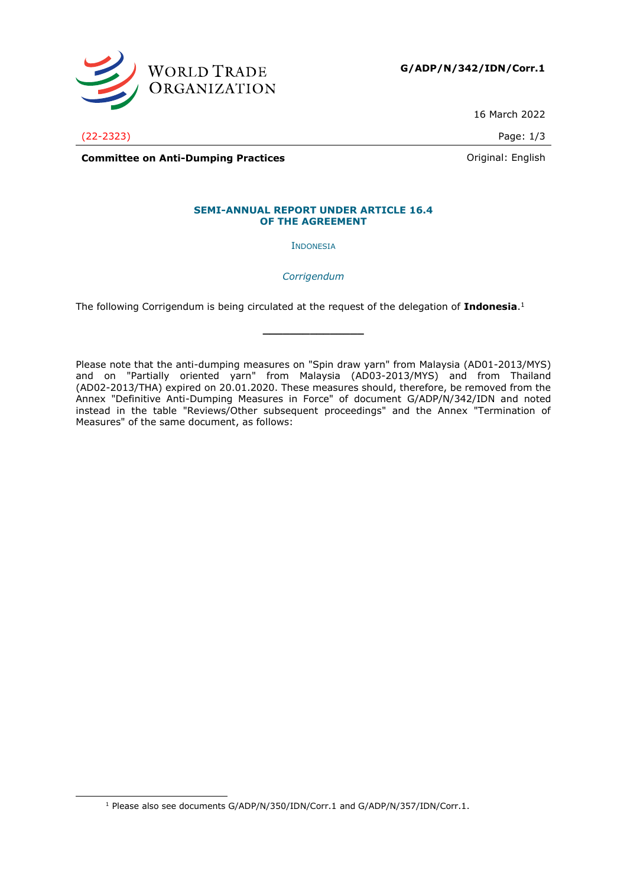G/ADP/N/342/IDN/Corr.1

16 March 2022

(22-2323)

**Committee on Anti-Dumping Practices**

Original: English

## SEMI-ANNUAL REPORT UNDER ARTICLE 16.4 OF THE AGREEMENT

INDONESIA

*Corrigendum*

The following Corrigendum is being circulated at the request of the delegation of **Indonesia**.[1]

---

Please note that the anti-dumping measures on "Spin draw yarn" from Malaysia (AD01-2013/MYS) and on "Partially oriented yarn" from Malaysia (AD03-2013/MYS) and from Thailand (AD02-2013/THA) expired on 20.01.2020. These measures should, therefore, be removed from the Annex "Definitive Anti-Dumping Measures in Force" of document G/ADP/N/342/IDN and noted instead in the table "Reviews/Other subsequent proceedings" and the Annex "Termination of Measures" of the same document, as follows:

[1] Please also see documents G/ADP/N/350/IDN/Corr.1 and G/ADP/N/357/IDN/Corr.1.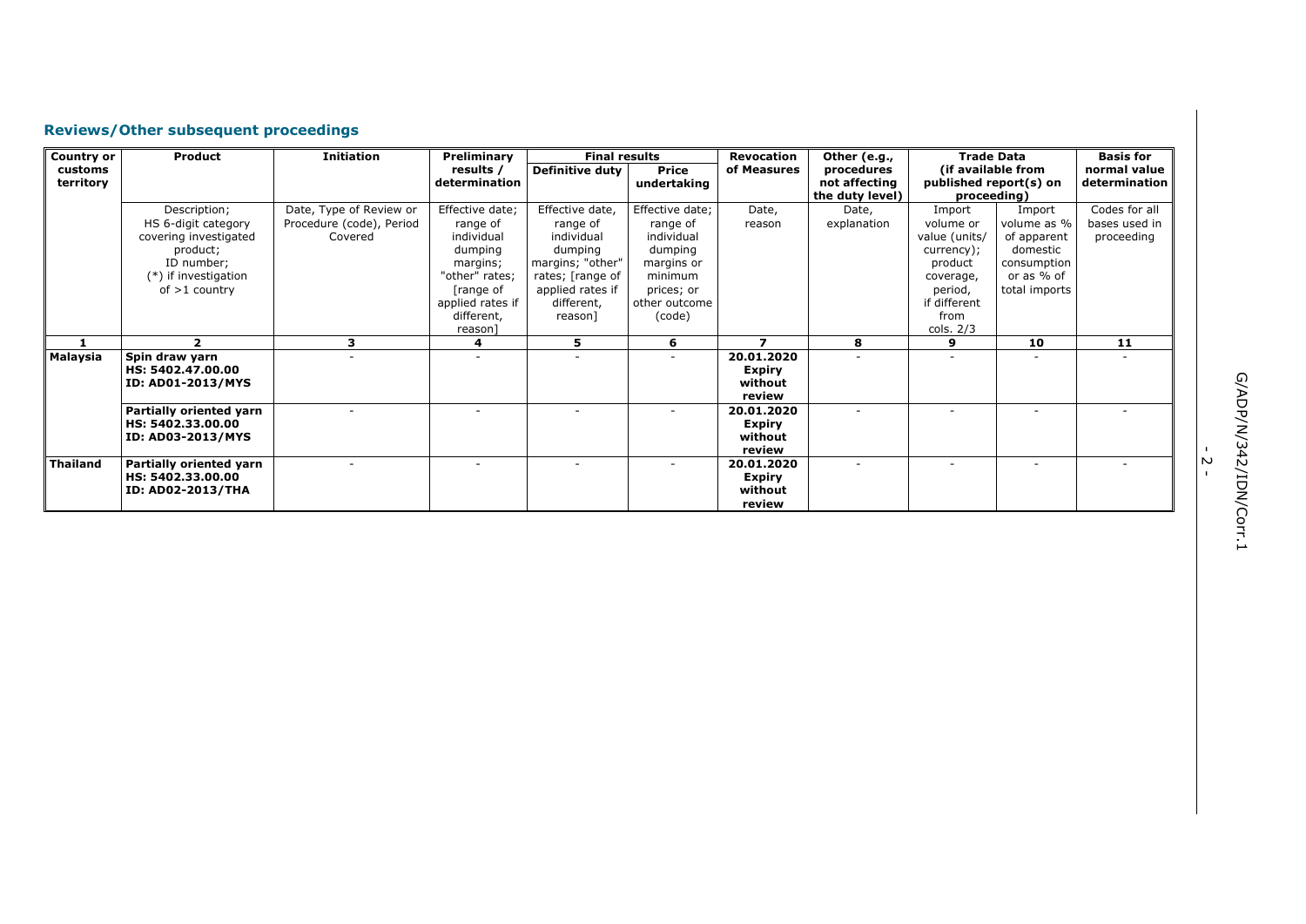## Reviews/Other subsequent proceedings

| Country or customs territory | Product | Initiation | Preliminary results / determination | Final results | | Revocation of Measures | Other (e.g., procedures not affecting the duty level) | Trade Data (if available from published report(s) on proceeding) | | Basis for normal value determination |
|---|---|---|---|---|---|---|---|---|---|---|
| | | | | Definitive duty | Price undertaking | | | | | |
| | Description; HS 6-digit category covering investigated product; ID number; (*) if investigation of >1 country | Date, Type of Review or Procedure (code), Period Covered | Effective date; range of individual dumping margins; "other" rates; [range of applied rates if different, reason] | Effective date, range of individual dumping margins; "other" rates; [range of applied rates if different, reason] | Effective date; range of individual dumping margins or minimum prices; or other outcome (code) | Date, reason | Date, explanation | Import volume or value (units/ currency); product coverage, period, if different from cols. 2/3 | Import volume as % of apparent domestic consumption or as % of total imports | Codes for all bases used in proceeding |
| **1** | **2** | **3** | **4** | **5** | **6** | **7** | **8** | **9** | **10** | **11** |
| **Malaysia** | **Spin draw yarn HS: 5402.47.00.00 ID: AD01-2013/MYS** | - | - | - | - | **20.01.2020 Expiry without review** | - | - | - | - |
| | **Partially oriented yarn HS: 5402.33.00.00 ID: AD03-2013/MYS** | - | - | - | - | **20.01.2020 Expiry without review** | - | - | - | - |
| **Thailand** | **Partially oriented yarn HS: 5402.33.00.00 ID: AD02-2013/THA** | - | - | - | - | **20.01.2020 Expiry without review** | - | - | - | - |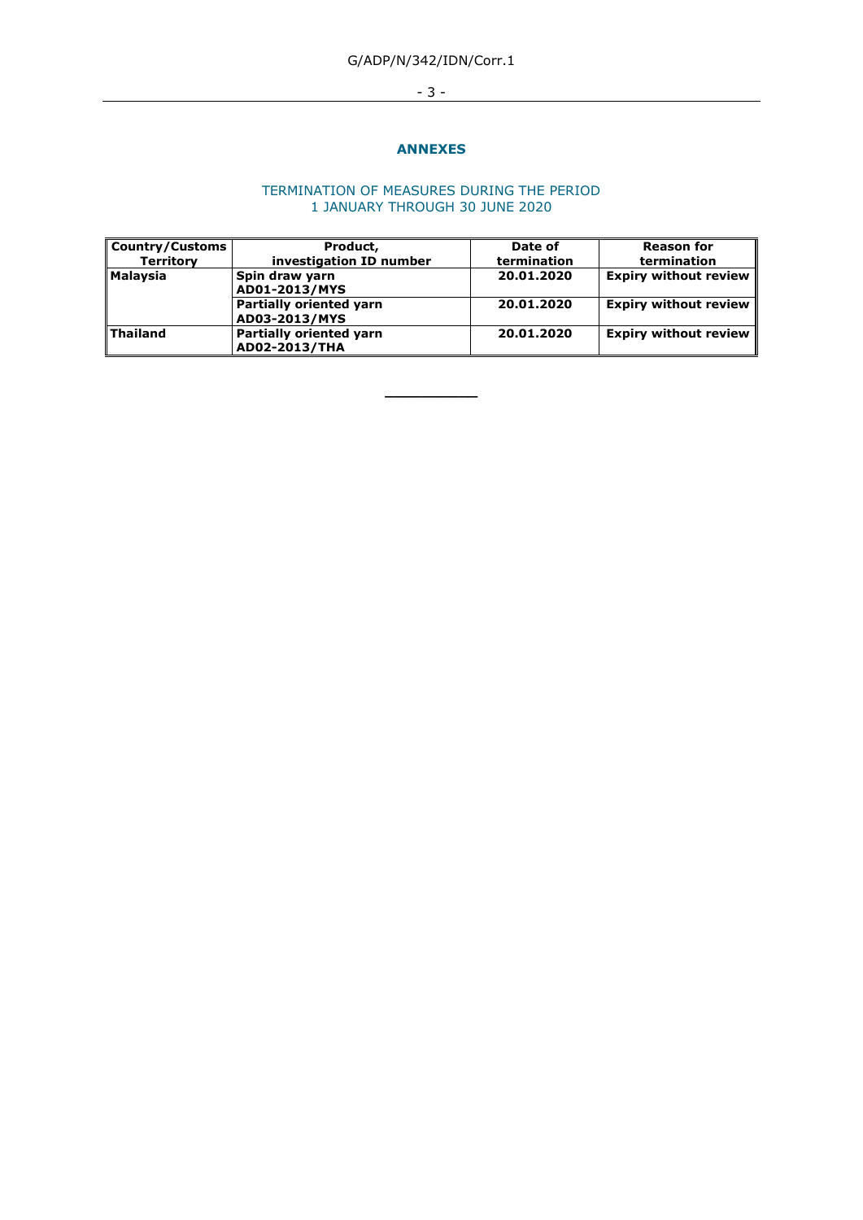## ANNEXES

TERMINATION OF MEASURES DURING THE PERIOD
1 JANUARY THROUGH 30 JUNE 2020

| Country/Customs Territory | Product, investigation ID number | Date of termination | Reason for termination |
|---|---|---|---|
| **Malaysia** | **Spin draw yarn AD01-2013/MYS** | **20.01.2020** | **Expiry without review** |
| | **Partially oriented yarn AD03-2013/MYS** | **20.01.2020** | **Expiry without review** |
| **Thailand** | **Partially oriented yarn AD02-2013/THA** | **20.01.2020** | **Expiry without review** |

__________